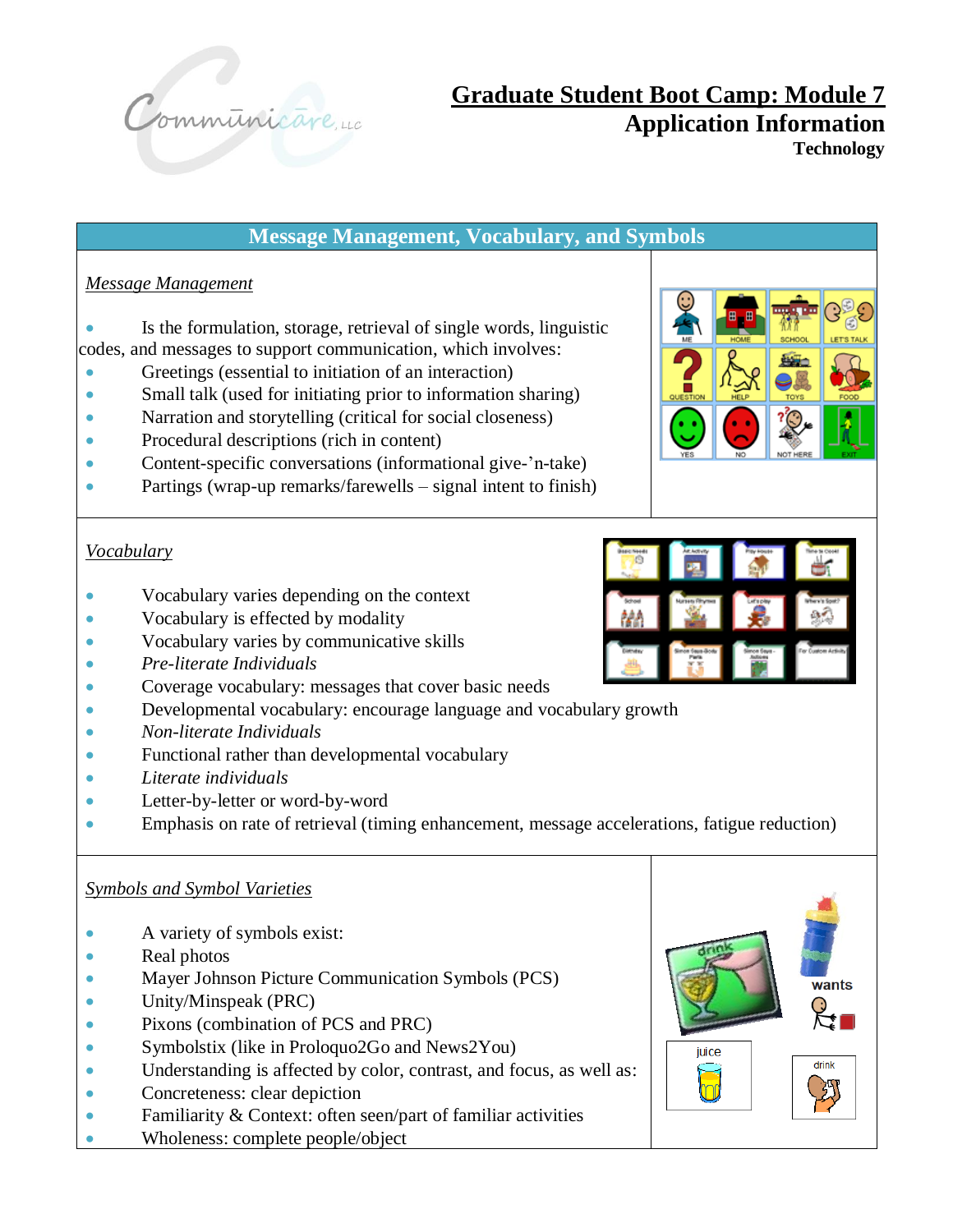# Graduate Student Boot Camp: Module 7

## Application Information

### Technology

## Message Management, Vocabulary, and Symbols

*Message Management*

- Is the formulation, storage, retrieval of single words, linguistic codes, and messages to support communication, which involves:
- Greetings (essential to initiation of an interaction)
- Small talk (used for initiating prior to information sharing)
- Narration and storytelling (critical for social closeness)
- Procedural descriptions (rich in content)
- Content-specific conversations (informational give-'n-take)
- Partings (wrap-up remarks/farewells – signal intent to finish)

*Vocabulary*

- Vocabulary varies depending on the context
- Vocabulary is effected by modality
- Vocabulary varies by communicative skills
- *Pre-literate Individuals*
- Coverage vocabulary: messages that cover basic needs
- Developmental vocabulary: encourage language and vocabulary growth
- *Non-literate Individuals*
- Functional rather than developmental vocabulary
- *Literate individuals*
- Letter-by-letter or word-by-word
- Emphasis on rate of retrieval (timing enhancement, message accelerations, fatigue reduction)

*Symbols and Symbol Varieties*

- A variety of symbols exist:
- Real photos
- Mayer Johnson Picture Communication Symbols (PCS)
- Unity/Minspeak (PRC)
- Pixons (combination of PCS and PRC)
- Symbolstix (like in Proloquo2Go and News2You)
- Understanding is affected by color, contrast, and focus, as well as:
- Concreteness: clear depiction
- Familiarity & Context: often seen/part of familiar activities
- Wholeness: complete people/object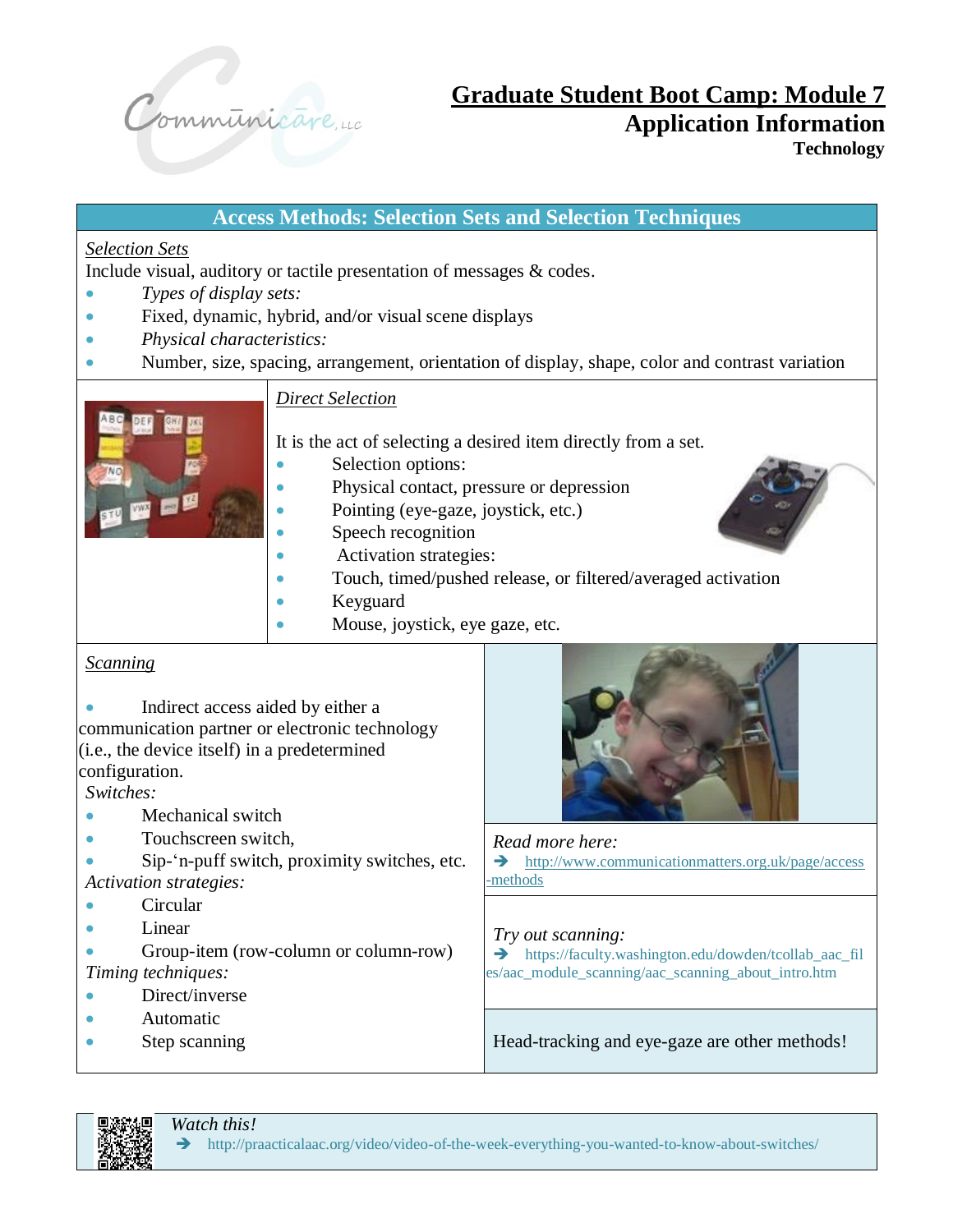# Graduate Student Boot Camp: Module 7

## Application Information

### Technology

## Access Methods: Selection Sets and Selection Techniques

*Selection Sets*

Include visual, auditory or tactile presentation of messages & codes.

- *Types of display sets:*
- Fixed, dynamic, hybrid, and/or visual scene displays
- *Physical characteristics:*
- Number, size, spacing, arrangement, orientation of display, shape, color and contrast variation

*Direct Selection*

It is the act of selecting a desired item directly from a set.

- Selection options:
- Physical contact, pressure or depression
- Pointing (eye-gaze, joystick, etc.)
- Speech recognition
- Activation strategies:
- Touch, timed/pushed release, or filtered/averaged activation
- Keyguard
- Mouse, joystick, eye gaze, etc.

*Scanning*

- Indirect access aided by either a communication partner or electronic technology (i.e., the device itself) in a predetermined configuration.

*Switches:*

- Mechanical switch
- Touchscreen switch,
- Sip-'n-puff switch, proximity switches, etc.

*Activation strategies:*

- Circular
- Linear
- Group-item (row-column or column-row)

*Timing techniques:*

- Direct/inverse
- Automatic
- Step scanning

*Read more here:*

➔ http://www.communicationmatters.org.uk/page/access-methods

*Try out scanning:*

➔ https://faculty.washington.edu/dowden/tcollab_aac_files/aac_module_scanning/aac_scanning_about_intro.htm

Head-tracking and eye-gaze are other methods!

*Watch this!*

➔ http://praacticalaac.org/video/video-of-the-week-everything-you-wanted-to-know-about-switches/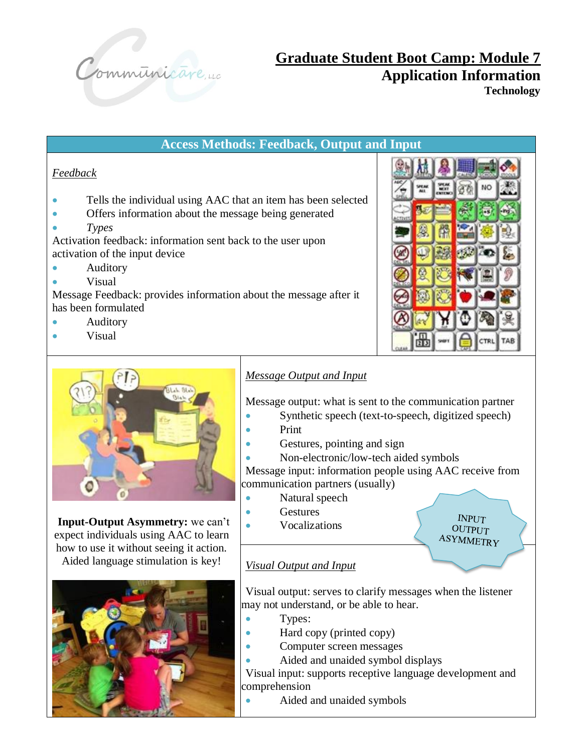# Graduate Student Boot Camp: Module 7

## Application Information

### Technology

## Access Methods: Feedback, Output and Input

*Feedback*

- Tells the individual using AAC that an item has been selected
- Offers information about the message being generated
- *Types*

Activation feedback: information sent back to the user upon activation of the input device

- Auditory
- Visual

Message Feedback: provides information about the message after it has been formulated

- Auditory
- Visual

**Input-Output Asymmetry:** we can't expect individuals using AAC to learn how to use it without seeing it action. Aided language stimulation is key!

*Message Output and Input*

Message output: what is sent to the communication partner

- Synthetic speech (text-to-speech, digitized speech)
- Print
- Gestures, pointing and sign
- Non-electronic/low-tech aided symbols

Message input: information people using AAC receive from communication partners (usually)

- Natural speech
- Gestures
- Vocalizations

INPUT OUTPUT ASYMMETRY

*Visual Output and Input*

Visual output: serves to clarify messages when the listener may not understand, or be able to hear.

- Types:
- Hard copy (printed copy)
- Computer screen messages
- Aided and unaided symbol displays

Visual input: supports receptive language development and comprehension

- Aided and unaided symbols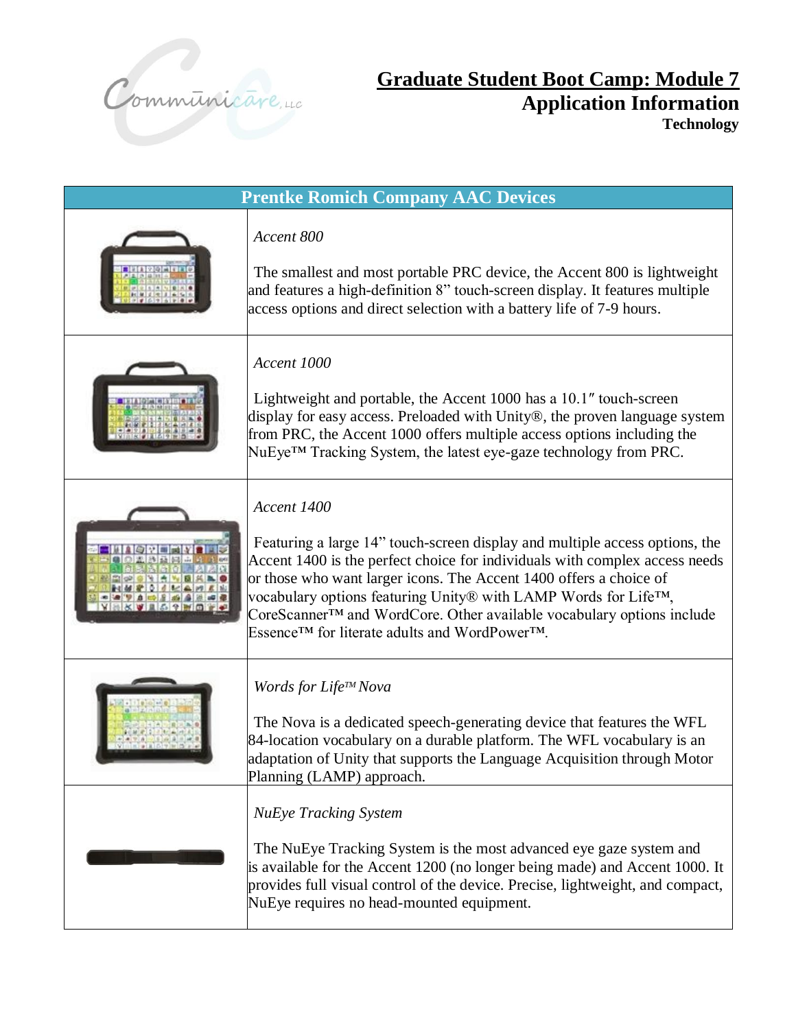# Graduate Student Boot Camp: Module 7

## Application Information

### Technology

| Prentke Romich Company AAC Devices | |
|---|---|
| | *Accent 800*<br><br>The smallest and most portable PRC device, the Accent 800 is lightweight and features a high-definition 8" touch-screen display. It features multiple access options and direct selection with a battery life of 7-9 hours. |
| | *Accent 1000*<br><br>Lightweight and portable, the Accent 1000 has a 10.1″ touch-screen display for easy access. Preloaded with Unity®, the proven language system from PRC, the Accent 1000 offers multiple access options including the NuEye™ Tracking System, the latest eye-gaze technology from PRC. |
| | *Accent 1400*<br><br>Featuring a large 14" touch-screen display and multiple access options, the Accent 1400 is the perfect choice for individuals with complex access needs or those who want larger icons. The Accent 1400 offers a choice of vocabulary options featuring Unity® with LAMP Words for Life™, CoreScanner™ and WordCore. Other available vocabulary options include Essence™ for literate adults and WordPower™. |
| | *Words for Life™ Nova*<br><br>The Nova is a dedicated speech-generating device that features the WFL 84-location vocabulary on a durable platform. The WFL vocabulary is an adaptation of Unity that supports the Language Acquisition through Motor Planning (LAMP) approach. |
| | *NuEye Tracking System*<br><br>The NuEye Tracking System is the most advanced eye gaze system and is available for the Accent 1200 (no longer being made) and Accent 1000. It provides full visual control of the device. Precise, lightweight, and compact, NuEye requires no head-mounted equipment. |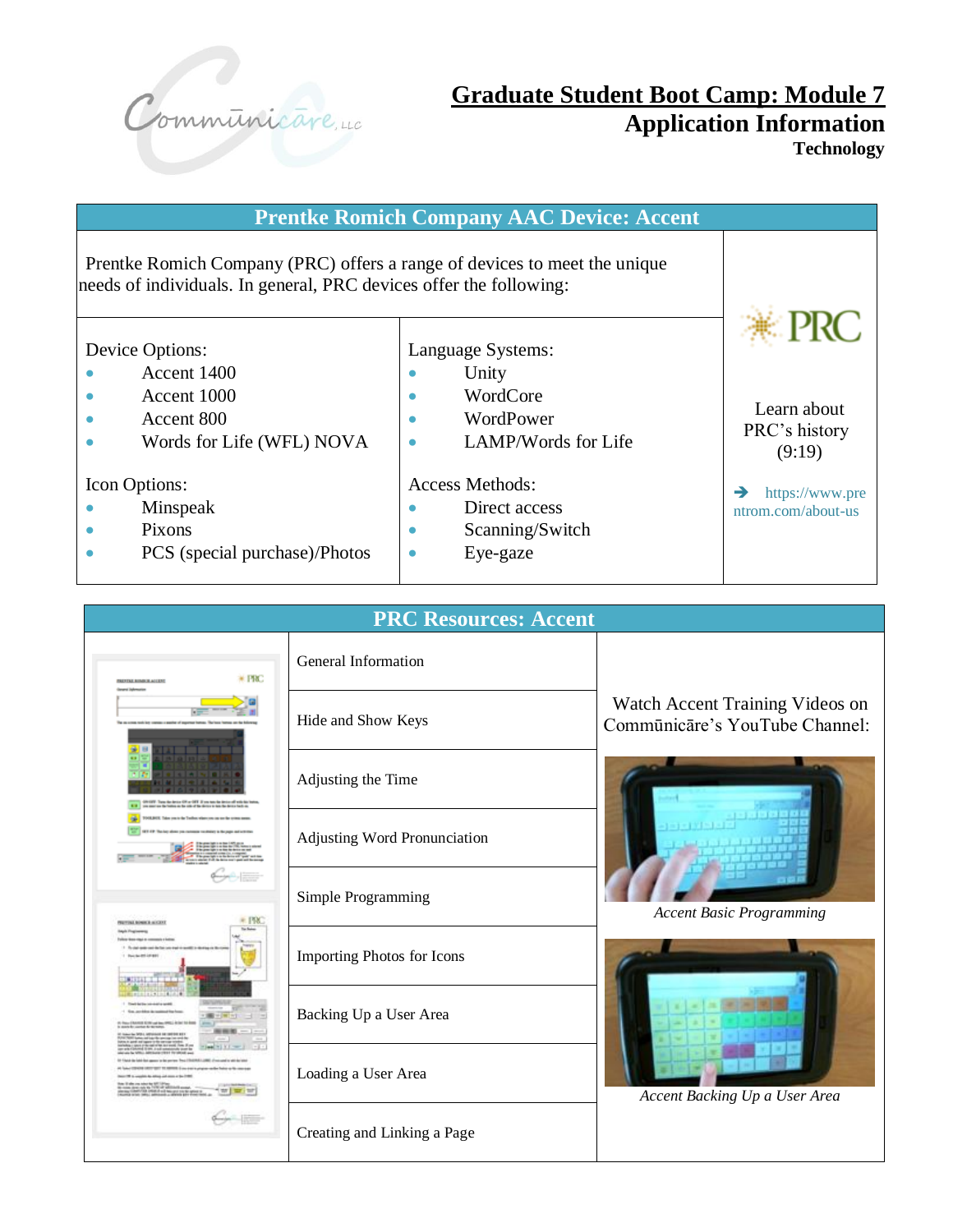# Graduate Student Boot Camp: Module 7

## Application Information

### Technology

| Prentke Romich Company AAC Device: Accent | | |
|---|---|---|
| Prentke Romich Company (PRC) offers a range of devices to meet the unique needs of individuals. In general, PRC devices offer the following: | | PRC<br><br>Learn about PRC's history (9:19)<br><br>➔ https://www.prentrom.com/about-us |
| Device Options:<br>• Accent 1400<br>• Accent 1000<br>• Accent 800<br>• Words for Life (WFL) NOVA<br><br>Icon Options:<br>• Minspeak<br>• Pixons<br>• PCS (special purchase)/Photos | Language Systems:<br>• Unity<br>• WordCore<br>• WordPower<br>• LAMP/Words for Life<br><br>Access Methods:<br>• Direct access<br>• Scanning/Switch<br>• Eye-gaze | |

| PRC Resources: Accent | | |
|---|---|---|
| | General Information | Watch Accent Training Videos on Commūnicāre's YouTube Channel: |
| | Hide and Show Keys | |
| | Adjusting the Time | |
| | Adjusting Word Pronunciation | *Accent Basic Programming* |
| | Simple Programming | |
| | Importing Photos for Icons | |
| | Backing Up a User Area | |
| | Loading a User Area | *Accent Backing Up a User Area* |
| | Creating and Linking a Page | |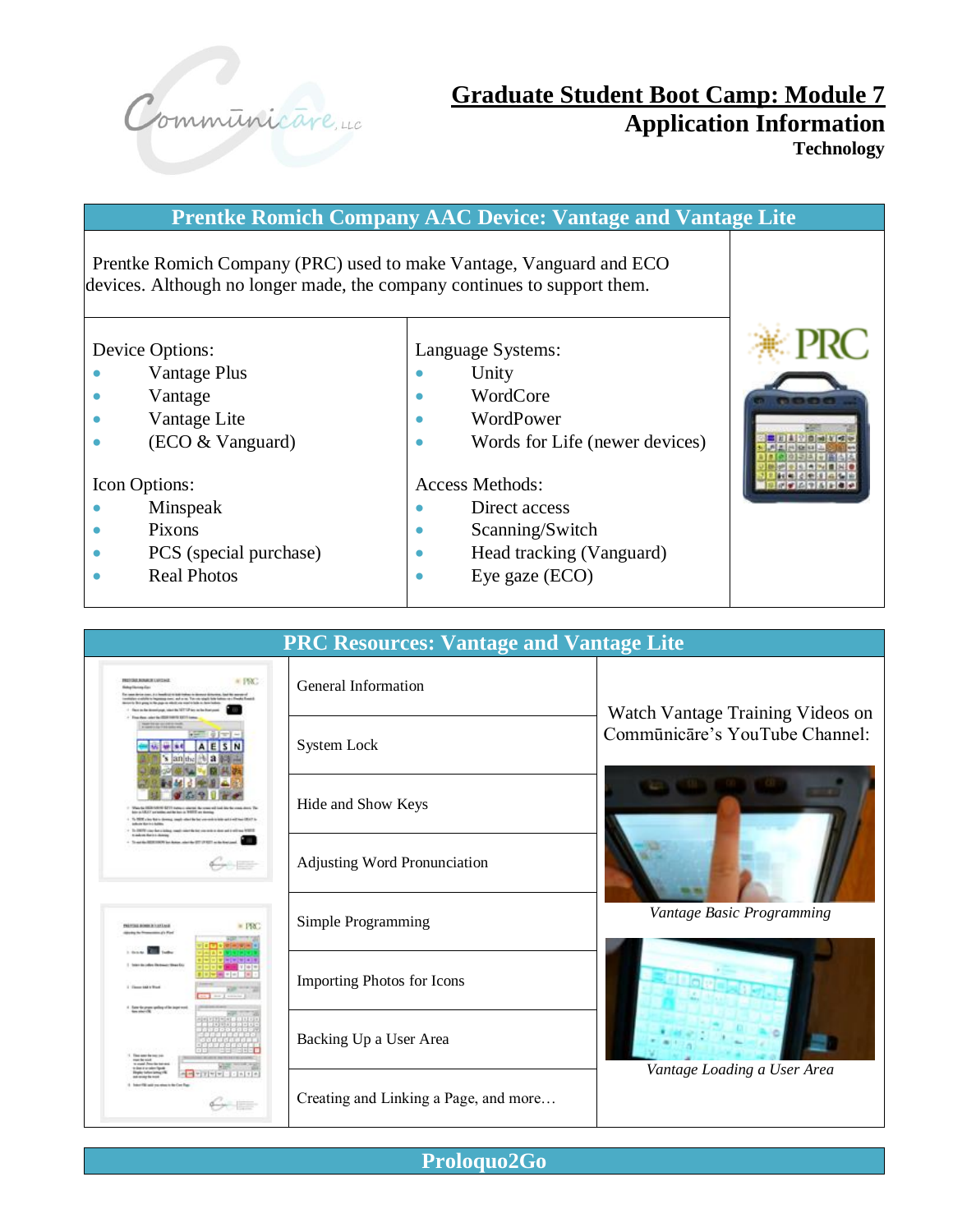# Graduate Student Boot Camp: Module 7
## Application Information
### Technology

## Prentke Romich Company AAC Device: Vantage and Vantage Lite

Prentke Romich Company (PRC) used to make Vantage, Vanguard and ECO devices. Although no longer made, the company continues to support them.

Device Options:
- Vantage Plus
- Vantage
- Vantage Lite
- (ECO & Vanguard)

Icon Options:
- Minspeak
- Pixons
- PCS (special purchase)
- Real Photos

Language Systems:
- Unity
- WordCore
- WordPower
- Words for Life (newer devices)

Access Methods:
- Direct access
- Scanning/Switch
- Head tracking (Vanguard)
- Eye gaze (ECO)

## PRC Resources: Vantage and Vantage Lite

- General Information
- System Lock
- Hide and Show Keys
- Adjusting Word Pronunciation
- Simple Programming
- Importing Photos for Icons
- Backing Up a User Area
- Creating and Linking a Page, and more…

Watch Vantage Training Videos on Commūnicāre's YouTube Channel:

*Vantage Basic Programming*

*Vantage Loading a User Area*

## Proloquo2Go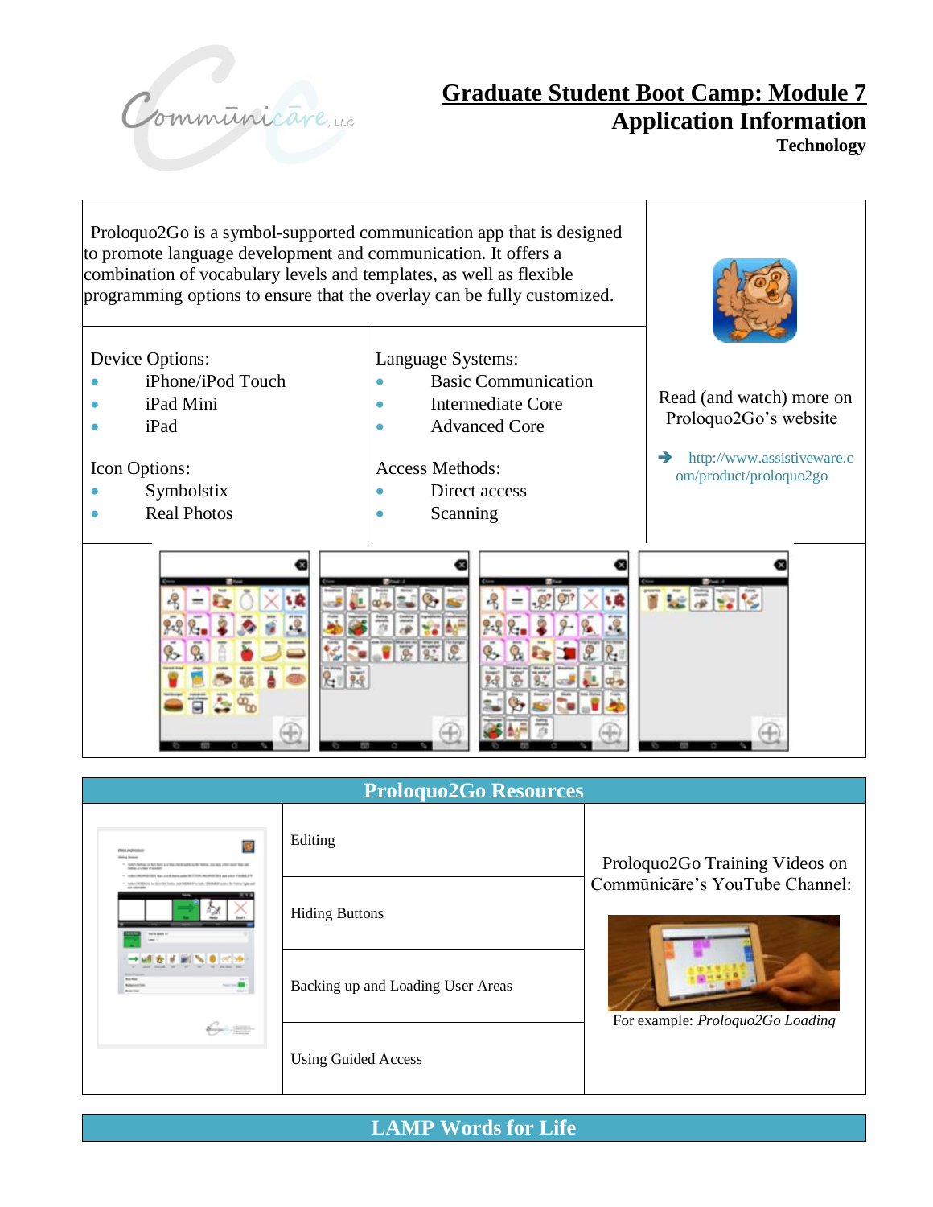# Graduate Student Boot Camp: Module 7
## Application Information
### Technology

Proloquo2Go is a symbol-supported communication app that is designed to promote language development and communication. It offers a combination of vocabulary levels and templates, as well as flexible programming options to ensure that the overlay can be fully customized.

| Device Options: | Language Systems: |
|---|---|
| • iPhone/iPod Touch | • Basic Communication |
| • iPad Mini | • Intermediate Core |
| • iPad | • Advanced Core |
| **Icon Options:** | **Access Methods:** |
| • Symbolstix | • Direct access |
| • Real Photos | • Scanning |

Read (and watch) more on Proloquo2Go's website

➔ http://www.assistiveware.com/product/proloquo2go

## Proloquo2Go Resources

| Resources |
|---|
| Editing |
| Hiding Buttons |
| Backing up and Loading User Areas |
| Using Guided Access |

Proloquo2Go Training Videos on Commūnicāre's YouTube Channel:

For example: *Proloquo2Go Loading*

## LAMP Words for Life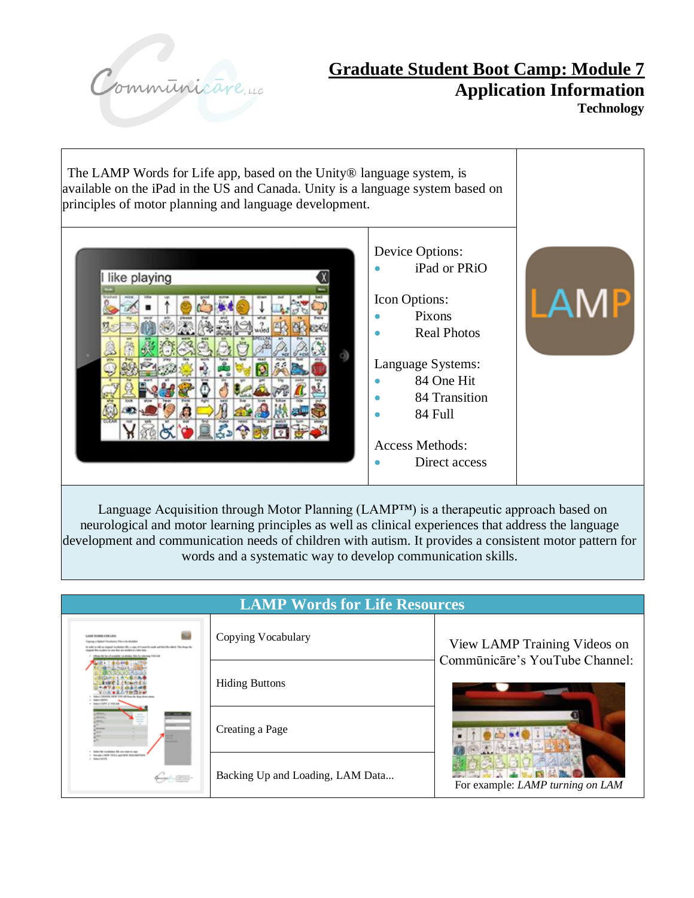# Graduate Student Boot Camp: Module 7

## Application Information

### Technology

The LAMP Words for Life app, based on the Unity® language system, is available on the iPad in the US and Canada. Unity is a language system based on principles of motor planning and language development.

Device Options:
- iPad or PRiO

Icon Options:
- Pixons
- Real Photos

Language Systems:
- 84 One Hit
- 84 Transition
- 84 Full

Access Methods:
- Direct access

Language Acquisition through Motor Planning (LAMP™) is a therapeutic approach based on neurological and motor learning principles as well as clinical experiences that address the language development and communication needs of children with autism. It provides a consistent motor pattern for words and a systematic way to develop communication skills.

## LAMP Words for Life Resources

- Copying Vocabulary
- Hiding Buttons
- Creating a Page
- Backing Up and Loading, LAM Data...

View LAMP Training Videos on Commūnicāre's YouTube Channel:

For example: *LAMP turning on LAM*